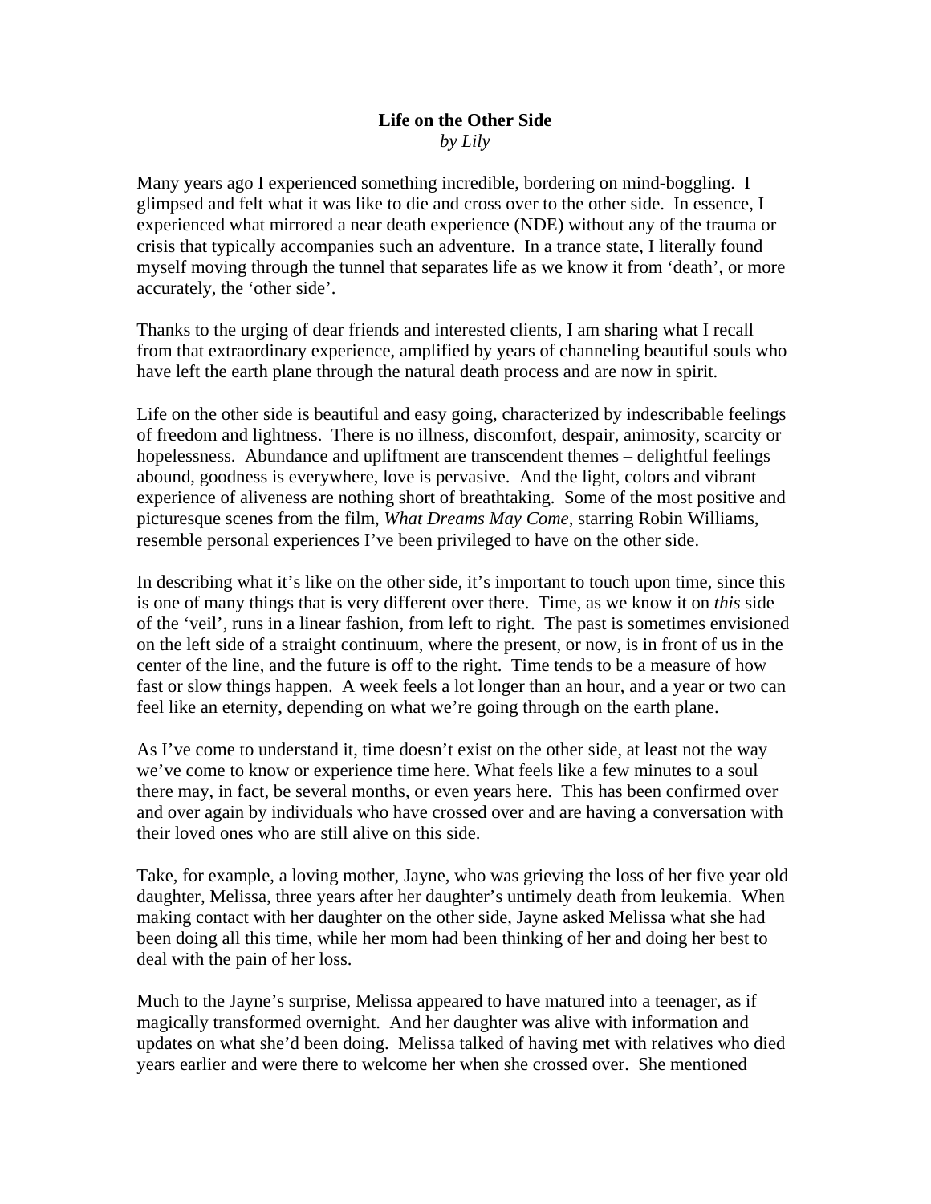# **Life on the Other Side**

*by Lily*

Many years ago I experienced something incredible, bordering on mind-boggling. I glimpsed and felt what it was like to die and cross over to the other side. In essence, I experienced what mirrored a near death experience (NDE) without any of the trauma or crisis that typically accompanies such an adventure. In a trance state, I literally found myself moving through the tunnel that separates life as we know it from 'death', or more accurately, the 'other side'.

Thanks to the urging of dear friends and interested clients, I am sharing what I recall from that extraordinary experience, amplified by years of channeling beautiful souls who have left the earth plane through the natural death process and are now in spirit.

Life on the other side is beautiful and easy going, characterized by indescribable feelings of freedom and lightness. There is no illness, discomfort, despair, animosity, scarcity or hopelessness. Abundance and upliftment are transcendent themes – delightful feelings abound, goodness is everywhere, love is pervasive. And the light, colors and vibrant experience of aliveness are nothing short of breathtaking. Some of the most positive and picturesque scenes from the film, *What Dreams May Come*, starring Robin Williams, resemble personal experiences I've been privileged to have on the other side.

In describing what it's like on the other side, it's important to touch upon time, since this is one of many things that is very different over there. Time, as we know it on *this* side of the 'veil', runs in a linear fashion, from left to right. The past is sometimes envisioned on the left side of a straight continuum, where the present, or now, is in front of us in the center of the line, and the future is off to the right. Time tends to be a measure of how fast or slow things happen. A week feels a lot longer than an hour, and a year or two can feel like an eternity, depending on what we're going through on the earth plane.

As I've come to understand it, time doesn't exist on the other side, at least not the way we've come to know or experience time here. What feels like a few minutes to a soul there may, in fact, be several months, or even years here. This has been confirmed over and over again by individuals who have crossed over and are having a conversation with their loved ones who are still alive on this side.

Take, for example, a loving mother, Jayne, who was grieving the loss of her five year old daughter, Melissa, three years after her daughter's untimely death from leukemia. When making contact with her daughter on the other side, Jayne asked Melissa what she had been doing all this time, while her mom had been thinking of her and doing her best to deal with the pain of her loss.

Much to the Jayne's surprise, Melissa appeared to have matured into a teenager, as if magically transformed overnight. And her daughter was alive with information and updates on what she'd been doing. Melissa talked of having met with relatives who died years earlier and were there to welcome her when she crossed over. She mentioned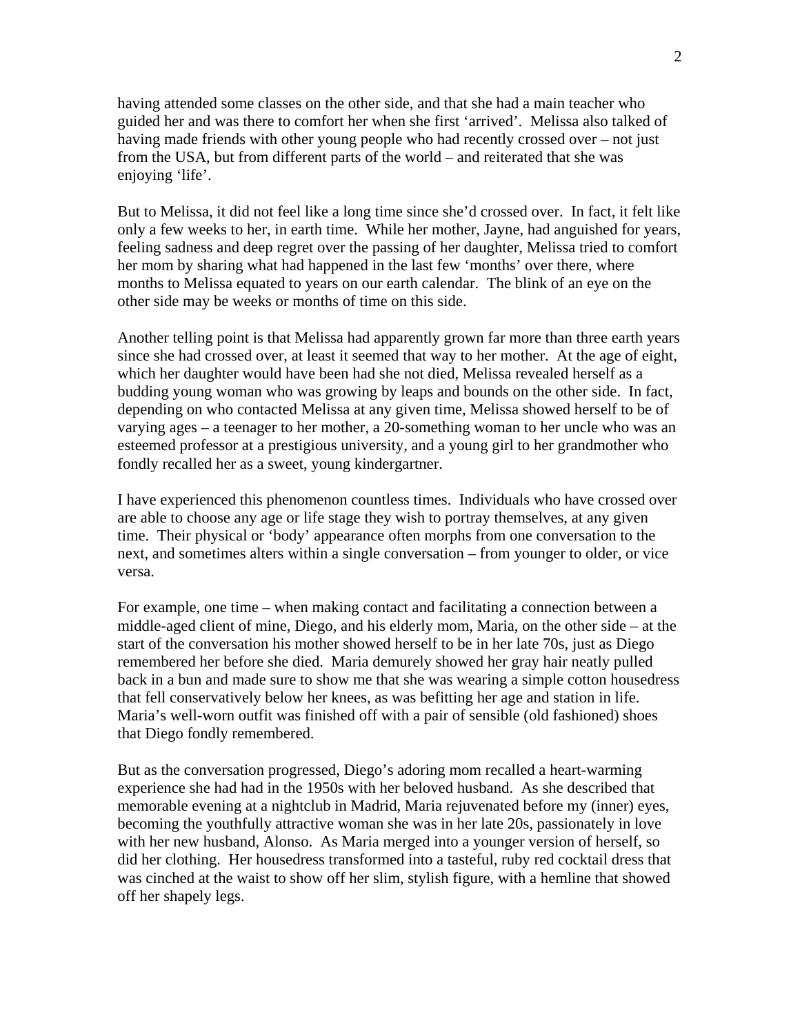having attended some classes on the other side, and that she had a main teacher who guided her and was there to comfort her when she first 'arrived'. Melissa also talked of having made friends with other young people who had recently crossed over – not just from the USA, but from different parts of the world – and reiterated that she was enjoying 'life'.

But to Melissa, it did not feel like a long time since she'd crossed over. In fact, it felt like only a few weeks to her, in earth time. While her mother, Jayne, had anguished for years, feeling sadness and deep regret over the passing of her daughter, Melissa tried to comfort her mom by sharing what had happened in the last few 'months' over there, where months to Melissa equated to years on our earth calendar. The blink of an eye on the other side may be weeks or months of time on this side.

Another telling point is that Melissa had apparently grown far more than three earth years since she had crossed over, at least it seemed that way to her mother. At the age of eight, which her daughter would have been had she not died, Melissa revealed herself as a budding young woman who was growing by leaps and bounds on the other side. In fact, depending on who contacted Melissa at any given time, Melissa showed herself to be of varying ages – a teenager to her mother, a 20-something woman to her uncle who was an esteemed professor at a prestigious university, and a young girl to her grandmother who fondly recalled her as a sweet, young kindergartner.

I have experienced this phenomenon countless times. Individuals who have crossed over are able to choose any age or life stage they wish to portray themselves, at any given time. Their physical or 'body' appearance often morphs from one conversation to the next, and sometimes alters within a single conversation – from younger to older, or vice versa.

For example, one time – when making contact and facilitating a connection between a middle-aged client of mine, Diego, and his elderly mom, Maria, on the other side – at the start of the conversation his mother showed herself to be in her late 70s, just as Diego remembered her before she died. Maria demurely showed her gray hair neatly pulled back in a bun and made sure to show me that she was wearing a simple cotton housedress that fell conservatively below her knees, as was befitting her age and station in life. Maria's well-worn outfit was finished off with a pair of sensible (old fashioned) shoes that Diego fondly remembered.

But as the conversation progressed, Diego's adoring mom recalled a heart-warming experience she had had in the 1950s with her beloved husband. As she described that memorable evening at a nightclub in Madrid, Maria rejuvenated before my (inner) eyes, becoming the youthfully attractive woman she was in her late 20s, passionately in love with her new husband, Alonso. As Maria merged into a younger version of herself, so did her clothing. Her housedress transformed into a tasteful, ruby red cocktail dress that was cinched at the waist to show off her slim, stylish figure, with a hemline that showed off her shapely legs.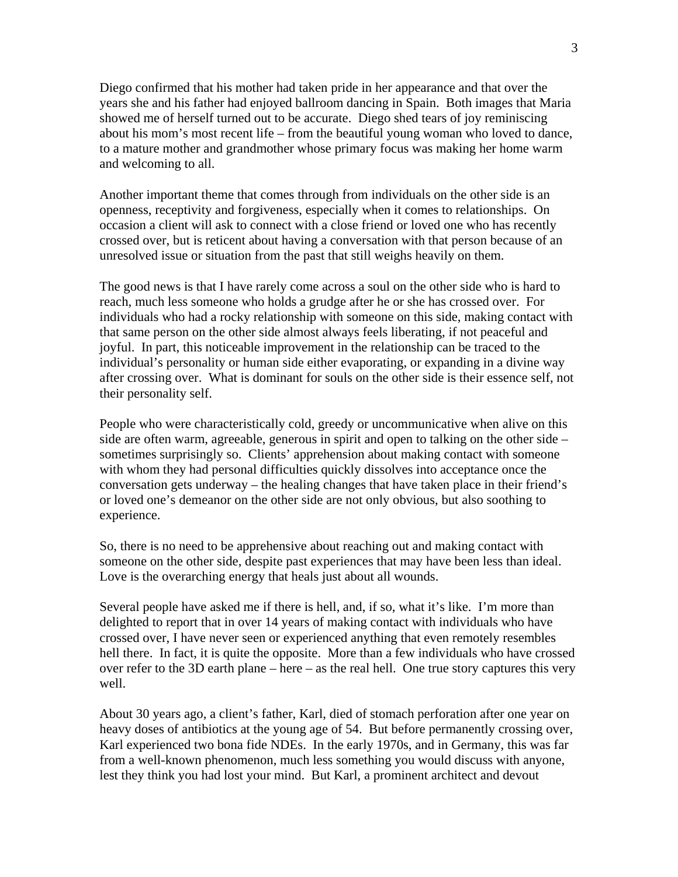Diego confirmed that his mother had taken pride in her appearance and that over the years she and his father had enjoyed ballroom dancing in Spain. Both images that Maria showed me of herself turned out to be accurate. Diego shed tears of joy reminiscing about his mom's most recent life – from the beautiful young woman who loved to dance, to a mature mother and grandmother whose primary focus was making her home warm and welcoming to all.

Another important theme that comes through from individuals on the other side is an openness, receptivity and forgiveness, especially when it comes to relationships. On occasion a client will ask to connect with a close friend or loved one who has recently crossed over, but is reticent about having a conversation with that person because of an unresolved issue or situation from the past that still weighs heavily on them.

The good news is that I have rarely come across a soul on the other side who is hard to reach, much less someone who holds a grudge after he or she has crossed over. For individuals who had a rocky relationship with someone on this side, making contact with that same person on the other side almost always feels liberating, if not peaceful and joyful. In part, this noticeable improvement in the relationship can be traced to the individual's personality or human side either evaporating, or expanding in a divine way after crossing over. What is dominant for souls on the other side is their essence self, not their personality self.

People who were characteristically cold, greedy or uncommunicative when alive on this side are often warm, agreeable, generous in spirit and open to talking on the other side – sometimes surprisingly so. Clients' apprehension about making contact with someone with whom they had personal difficulties quickly dissolves into acceptance once the conversation gets underway – the healing changes that have taken place in their friend's or loved one's demeanor on the other side are not only obvious, but also soothing to experience.

So, there is no need to be apprehensive about reaching out and making contact with someone on the other side, despite past experiences that may have been less than ideal. Love is the overarching energy that heals just about all wounds.

Several people have asked me if there is hell, and, if so, what it's like. I'm more than delighted to report that in over 14 years of making contact with individuals who have crossed over, I have never seen or experienced anything that even remotely resembles hell there. In fact, it is quite the opposite. More than a few individuals who have crossed over refer to the 3D earth plane – here – as the real hell. One true story captures this very well.

About 30 years ago, a client's father, Karl, died of stomach perforation after one year on heavy doses of antibiotics at the young age of 54. But before permanently crossing over, Karl experienced two bona fide NDEs. In the early 1970s, and in Germany, this was far from a well-known phenomenon, much less something you would discuss with anyone, lest they think you had lost your mind. But Karl, a prominent architect and devout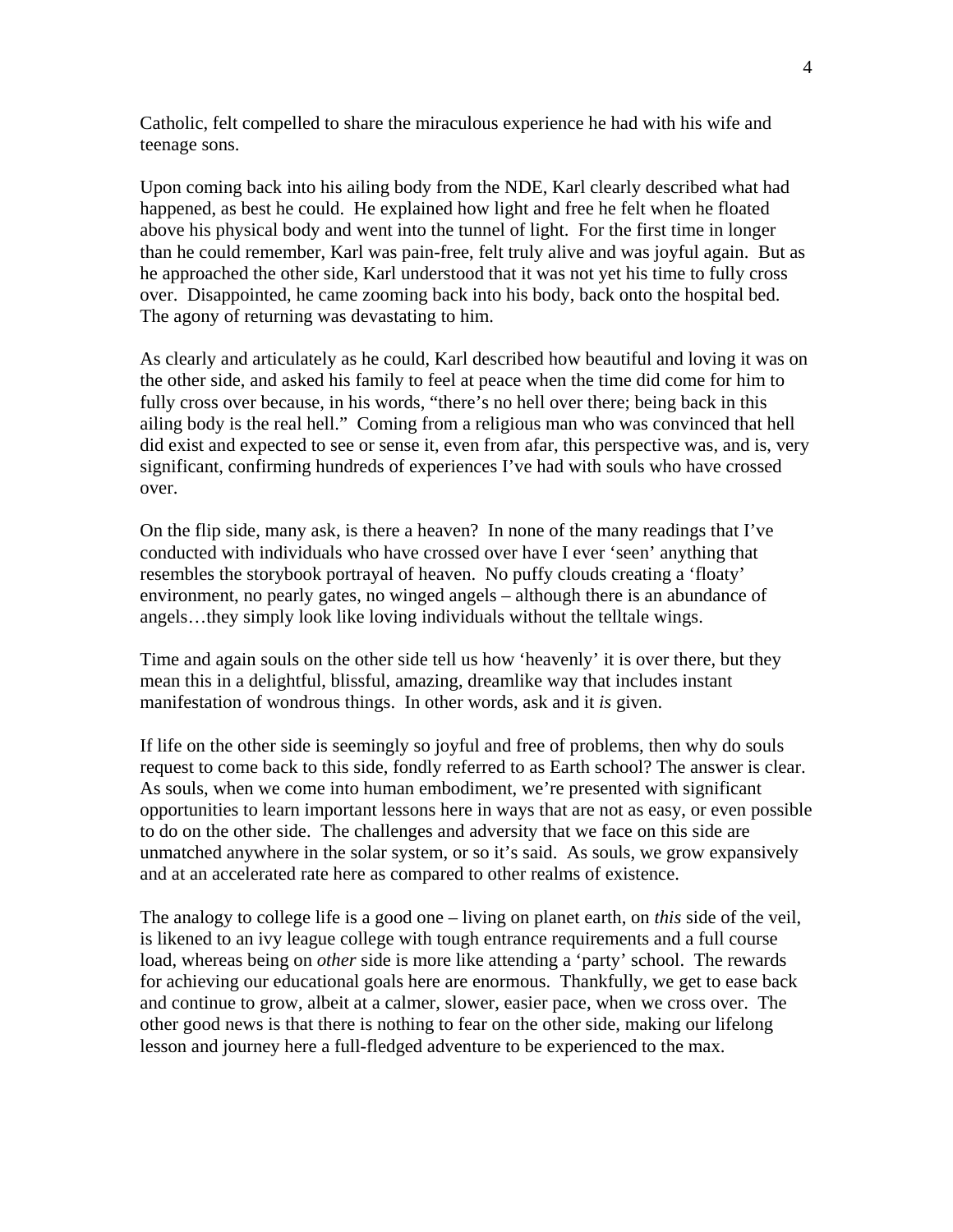Catholic, felt compelled to share the miraculous experience he had with his wife and teenage sons.

Upon coming back into his ailing body from the NDE, Karl clearly described what had happened, as best he could. He explained how light and free he felt when he floated above his physical body and went into the tunnel of light. For the first time in longer than he could remember, Karl was pain-free, felt truly alive and was joyful again. But as he approached the other side, Karl understood that it was not yet his time to fully cross over. Disappointed, he came zooming back into his body, back onto the hospital bed. The agony of returning was devastating to him.

As clearly and articulately as he could, Karl described how beautiful and loving it was on the other side, and asked his family to feel at peace when the time did come for him to fully cross over because, in his words, "there's no hell over there; being back in this ailing body is the real hell." Coming from a religious man who was convinced that hell did exist and expected to see or sense it, even from afar, this perspective was, and is, very significant, confirming hundreds of experiences I've had with souls who have crossed over.

On the flip side, many ask, is there a heaven? In none of the many readings that I've conducted with individuals who have crossed over have I ever 'seen' anything that resembles the storybook portrayal of heaven. No puffy clouds creating a 'floaty' environment, no pearly gates, no winged angels – although there is an abundance of angels…they simply look like loving individuals without the telltale wings.

Time and again souls on the other side tell us how 'heavenly' it is over there, but they mean this in a delightful, blissful, amazing, dreamlike way that includes instant manifestation of wondrous things. In other words, ask and it *is* given.

If life on the other side is seemingly so joyful and free of problems, then why do souls request to come back to this side, fondly referred to as Earth school? The answer is clear. As souls, when we come into human embodiment, we're presented with significant opportunities to learn important lessons here in ways that are not as easy, or even possible to do on the other side. The challenges and adversity that we face on this side are unmatched anywhere in the solar system, or so it's said. As souls, we grow expansively and at an accelerated rate here as compared to other realms of existence.

The analogy to college life is a good one – living on planet earth, on *this* side of the veil, is likened to an ivy league college with tough entrance requirements and a full course load, whereas being on *other* side is more like attending a 'party' school. The rewards for achieving our educational goals here are enormous. Thankfully, we get to ease back and continue to grow, albeit at a calmer, slower, easier pace, when we cross over. The other good news is that there is nothing to fear on the other side, making our lifelong lesson and journey here a full-fledged adventure to be experienced to the max.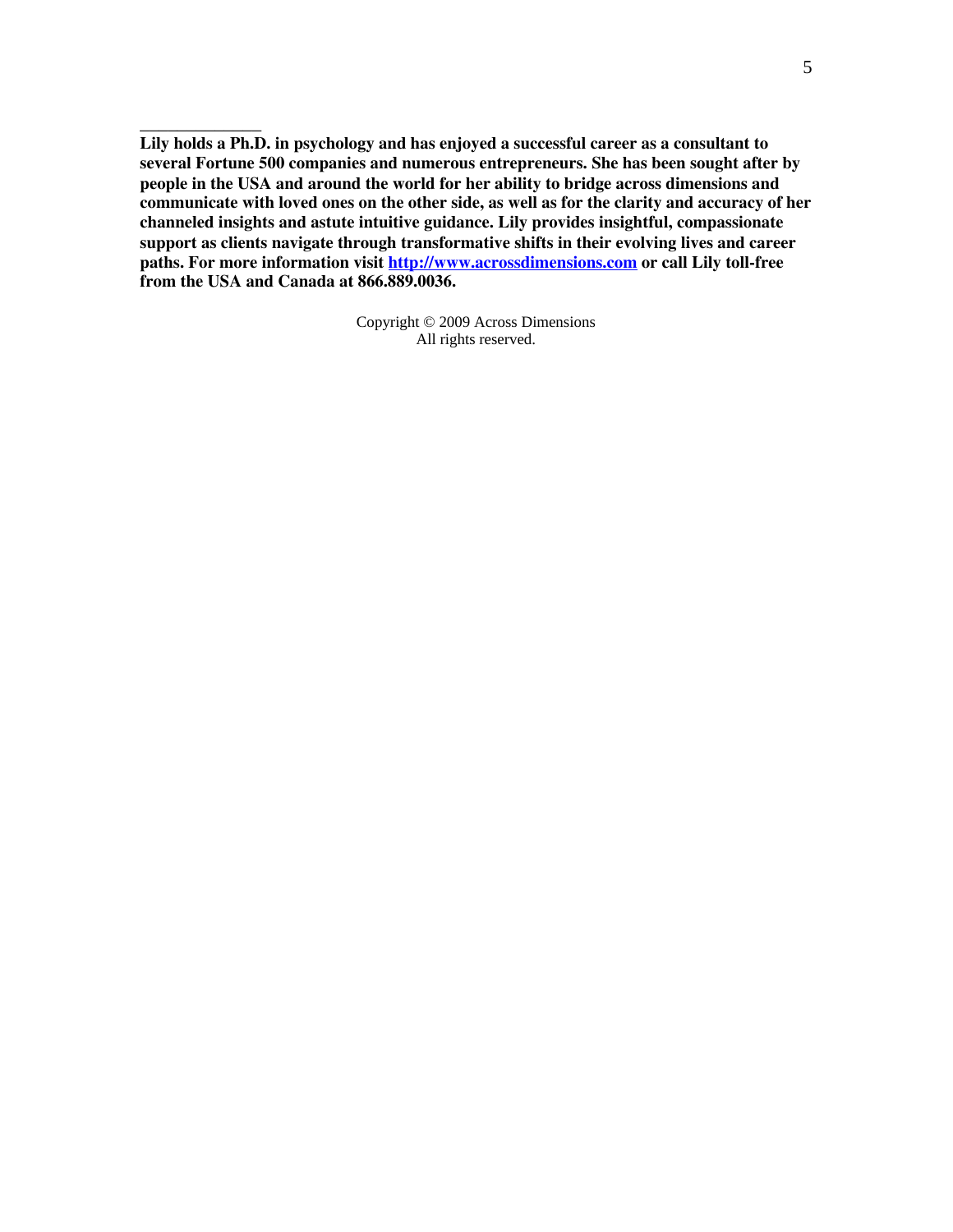______________

**Lily holds a Ph.D. in psychology and has enjoyed a successful career as a consultant to several Fortune 500 companies and numerous entrepreneurs. She has been sought after by people in the USA and around the world for her ability to bridge across dimensions and communicate with loved ones on the other side, as well as for the clarity and accuracy of her channeled insights and astute intuitive guidance. Lily provides insightful, compassionate support as clients navigate through transformative shifts in their evolving lives and career paths. For more information visit [http://www.acrossdimensions.com](http://www.acrossdimensions.com) or call Lily toll-free from the USA and Canada at 866.889.0036.**

Copyright © 2009 Across Dimensions
All rights reserved.